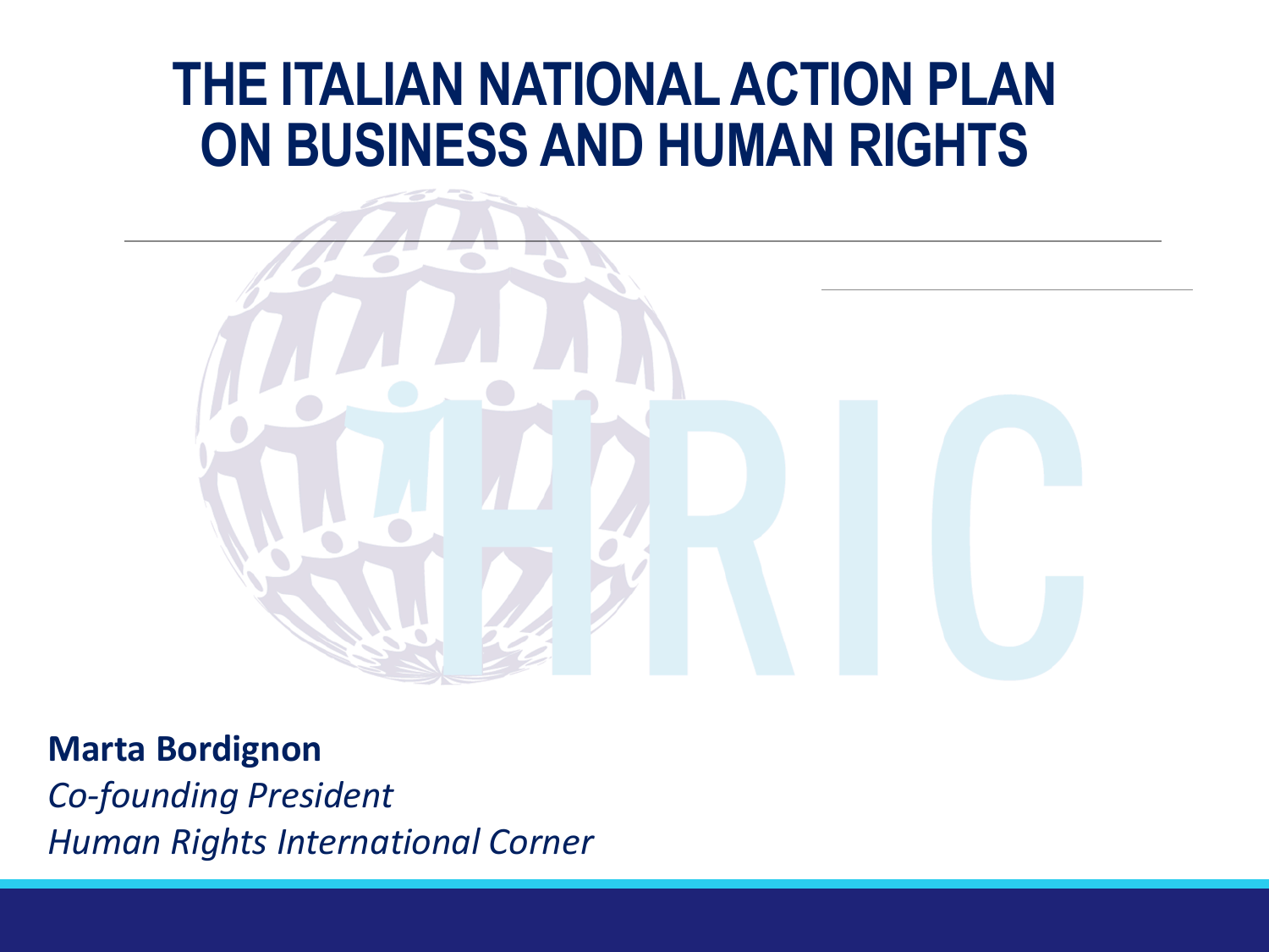# THE ITALIAN NATIONAL ACTION PLAN ON BUSINESS AND HUMAN RIGHTS

**Marta Bordignon**

*Co-founding President*

*Human Rights International Corner*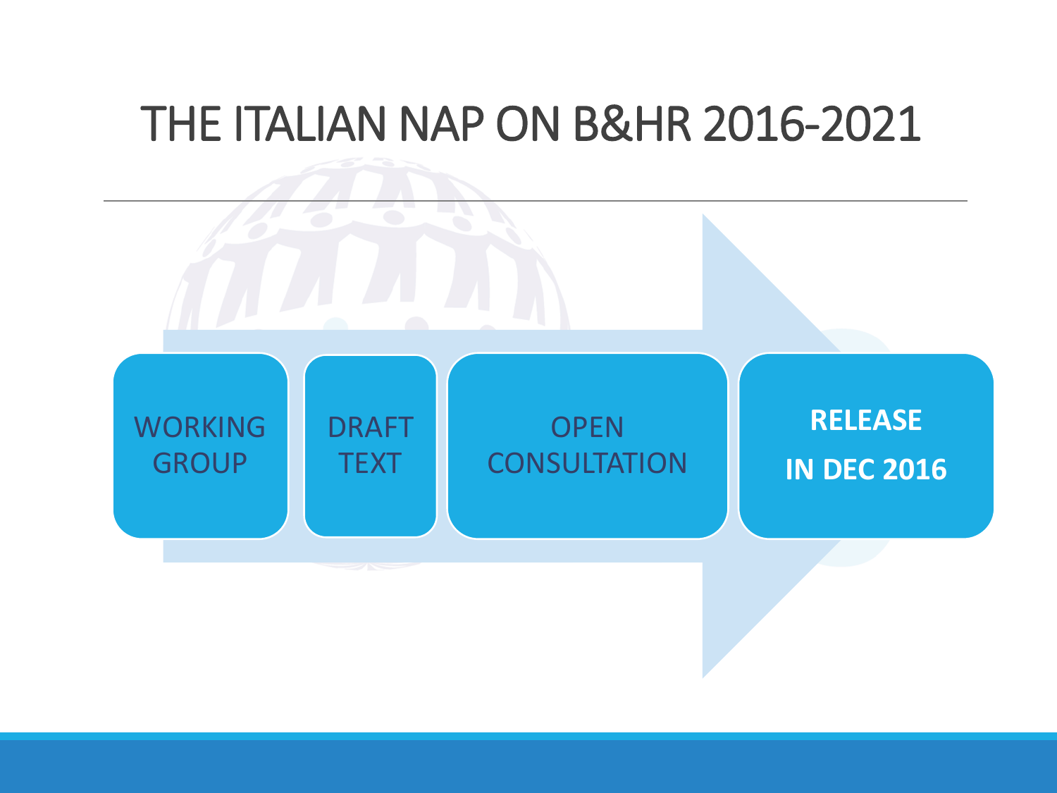# THE ITALIAN NAP ON B&HR 2016-2021

- WORKING GROUP
- DRAFT TEXT
- OPEN CONSULTATION
- **RELEASE IN DEC 2016**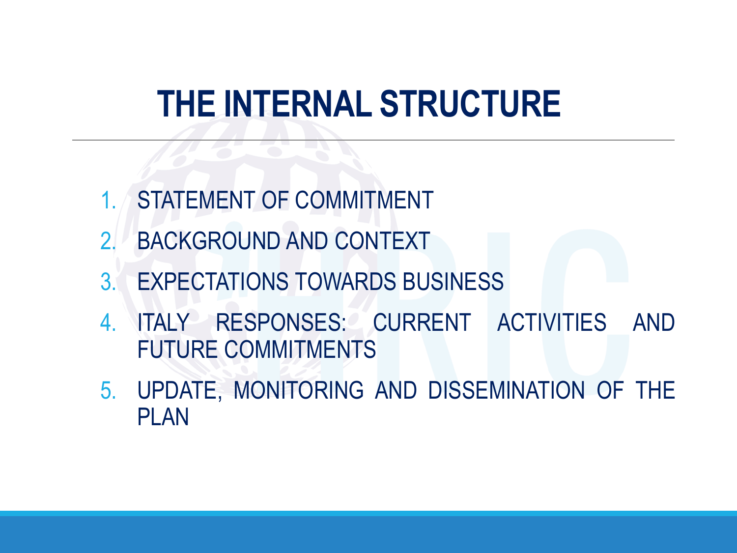# THE INTERNAL STRUCTURE

1. STATEMENT OF COMMITMENT
2. BACKGROUND AND CONTEXT
3. EXPECTATIONS TOWARDS BUSINESS
4. ITALY RESPONSES: CURRENT ACTIVITIES AND FUTURE COMMITMENTS
5. UPDATE, MONITORING AND DISSEMINATION OF THE PLAN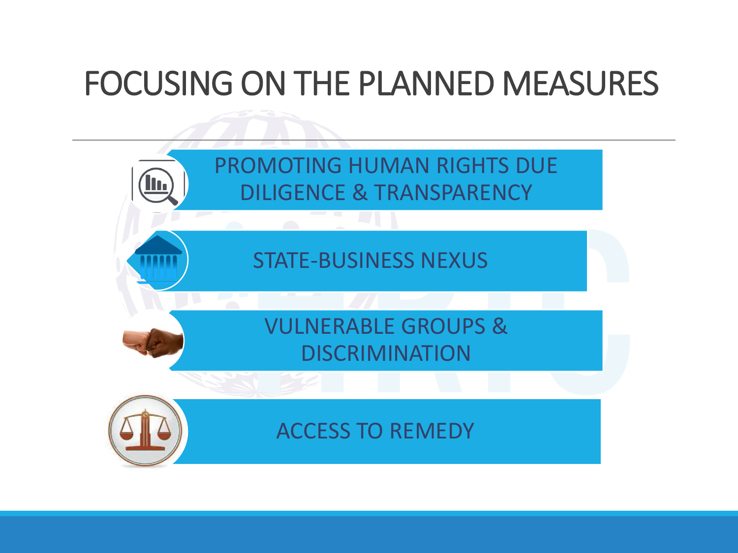# FOCUSING ON THE PLANNED MEASURES

- PROMOTING HUMAN RIGHTS DUE DILIGENCE & TRANSPARENCY
- STATE-BUSINESS NEXUS
- VULNERABLE GROUPS & DISCRIMINATION
- ACCESS TO REMEDY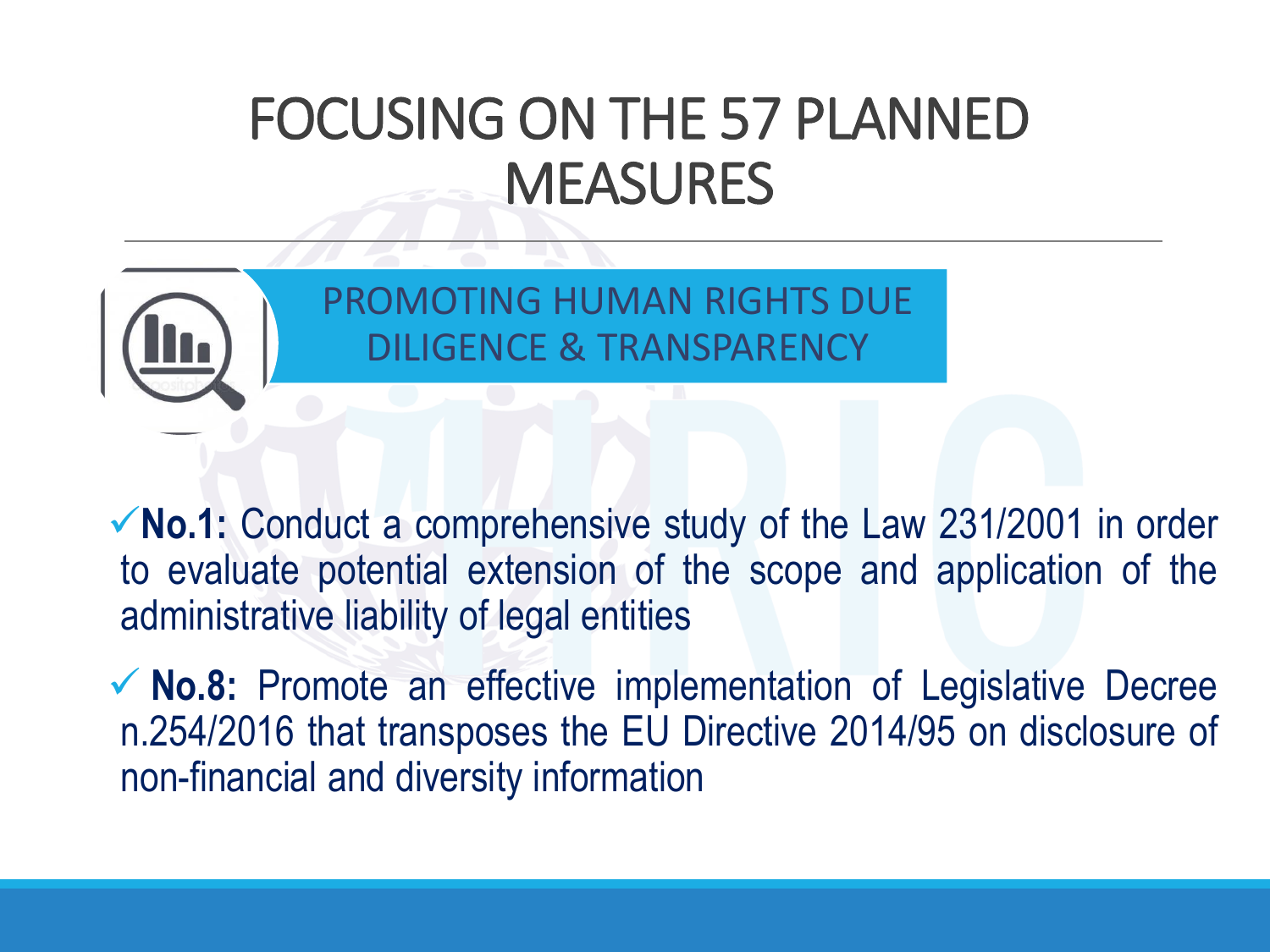# FOCUSING ON THE 57 PLANNED MEASURES

## PROMOTING HUMAN RIGHTS DUE DILIGENCE & TRANSPARENCY

- ✓ **No.1:** Conduct a comprehensive study of the Law 231/2001 in order to evaluate potential extension of the scope and application of the administrative liability of legal entities
- ✓ **No.8:** Promote an effective implementation of Legislative Decree n.254/2016 that transposes the EU Directive 2014/95 on disclosure of non-financial and diversity information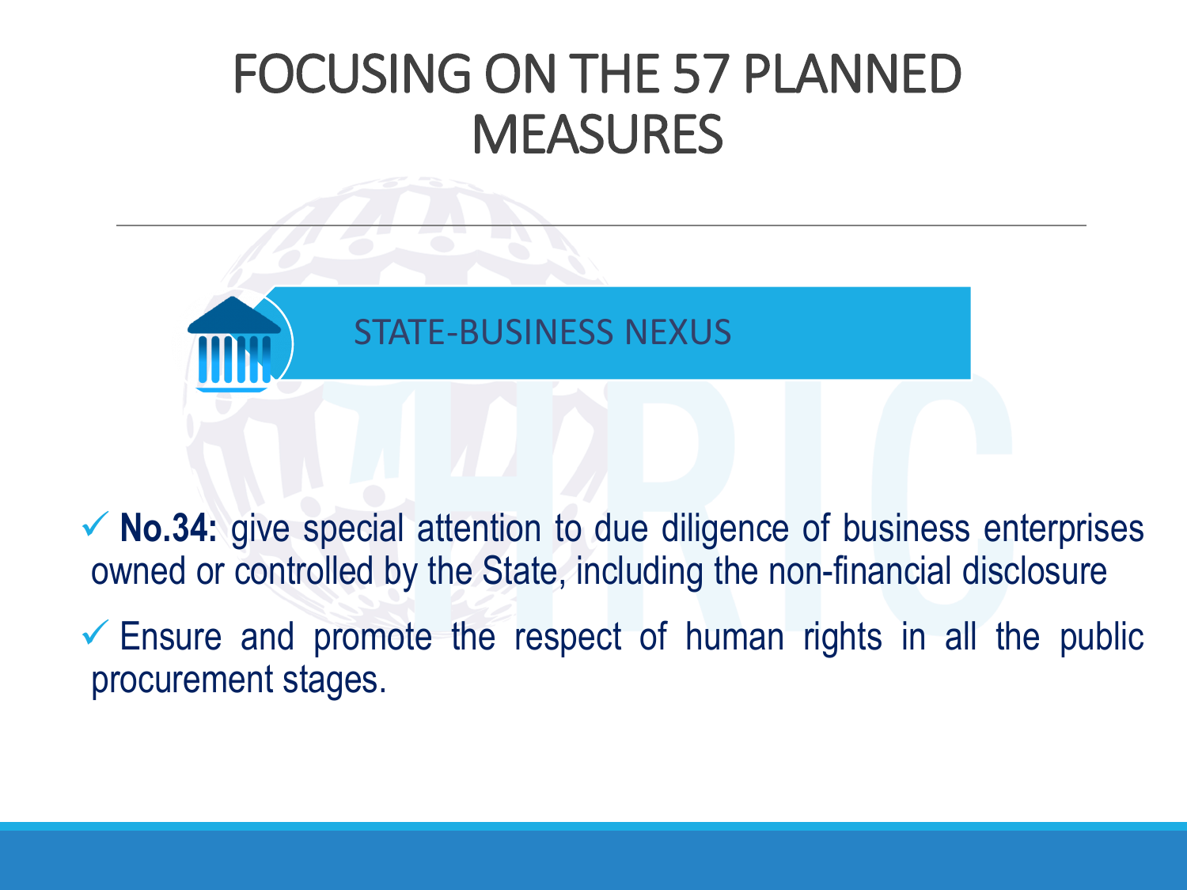# FOCUSING ON THE 57 PLANNED MEASURES

## STATE-BUSINESS NEXUS

- ✓ **No.34:** give special attention to due diligence of business enterprises owned or controlled by the State, including the non-financial disclosure
- ✓ Ensure and promote the respect of human rights in all the public procurement stages.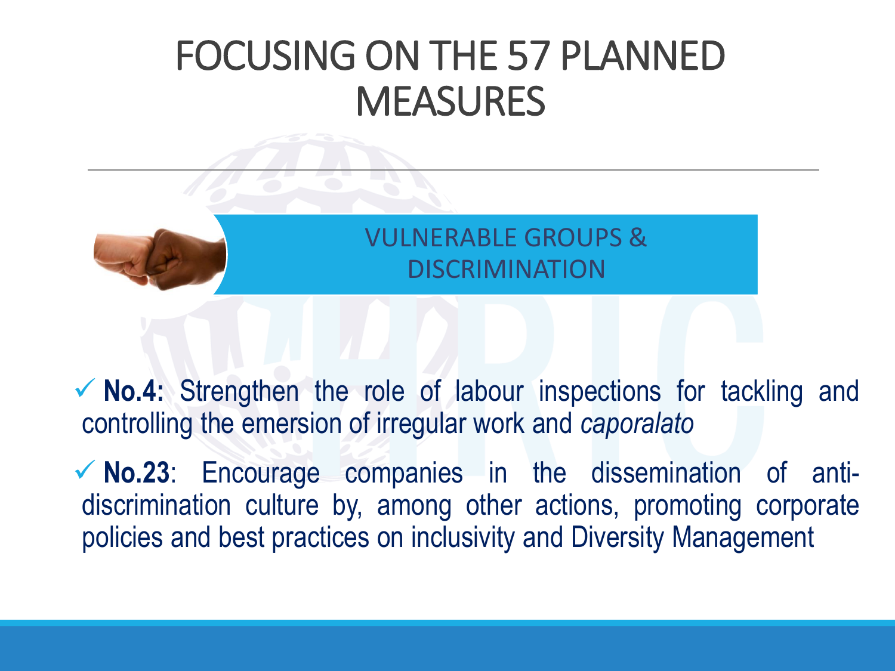# FOCUSING ON THE 57 PLANNED MEASURES

## VULNERABLE GROUPS & DISCRIMINATION

- ✓ **No.4:** Strengthen the role of labour inspections for tackling and controlling the emersion of irregular work and *caporalato*
- ✓ **No.23**: Encourage companies in the dissemination of anti-discrimination culture by, among other actions, promoting corporate policies and best practices on inclusivity and Diversity Management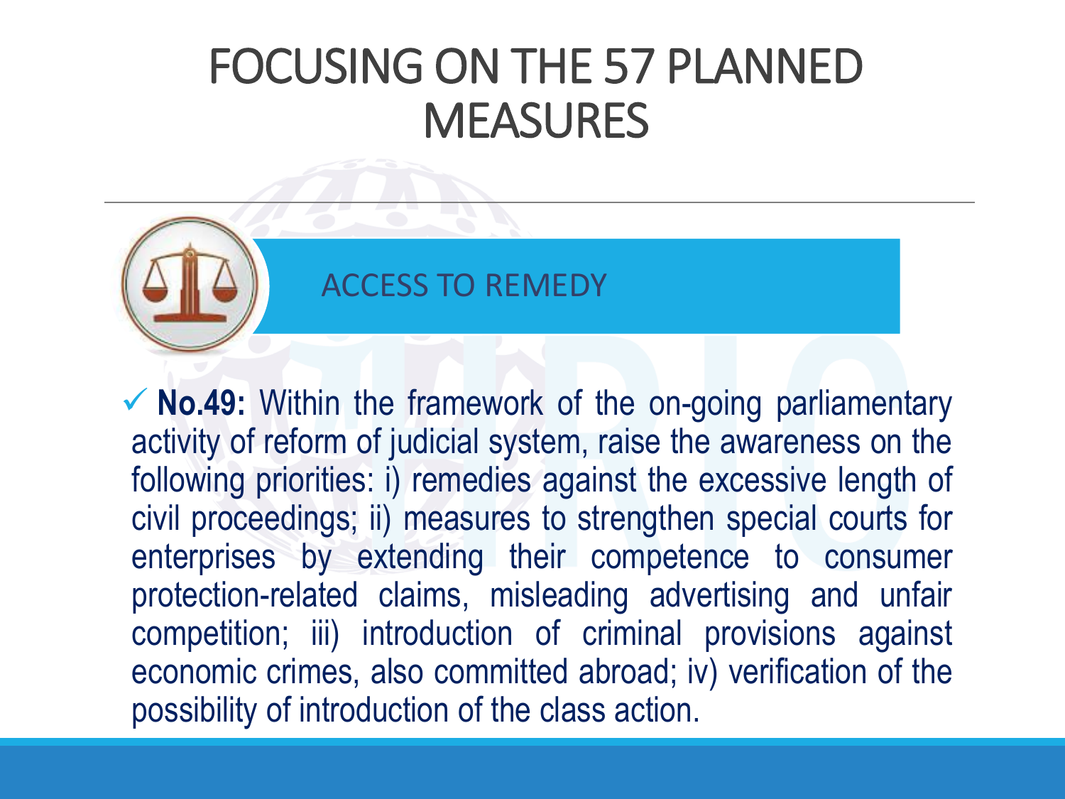# FOCUSING ON THE 57 PLANNED MEASURES

## ACCESS TO REMEDY

- ✓ **No.49:** Within the framework of the on-going parliamentary activity of reform of judicial system, raise the awareness on the following priorities: i) remedies against the excessive length of civil proceedings; ii) measures to strengthen special courts for enterprises by extending their competence to consumer protection-related claims, misleading advertising and unfair competition; iii) introduction of criminal provisions against economic crimes, also committed abroad; iv) verification of the possibility of introduction of the class action.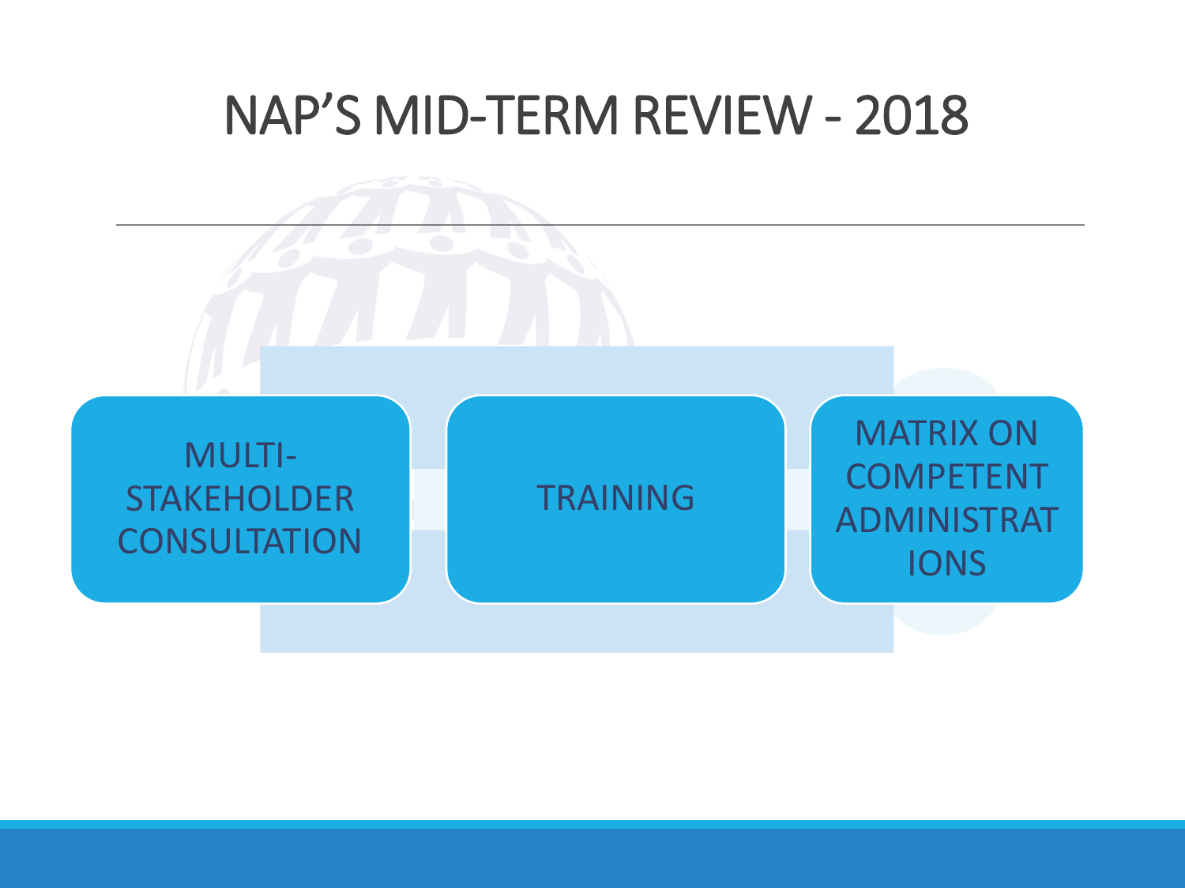# NAP'S MID-TERM REVIEW - 2018

- MULTI-STAKEHOLDER CONSULTATION
- TRAINING
- MATRIX ON COMPETENT ADMINISTRATIONS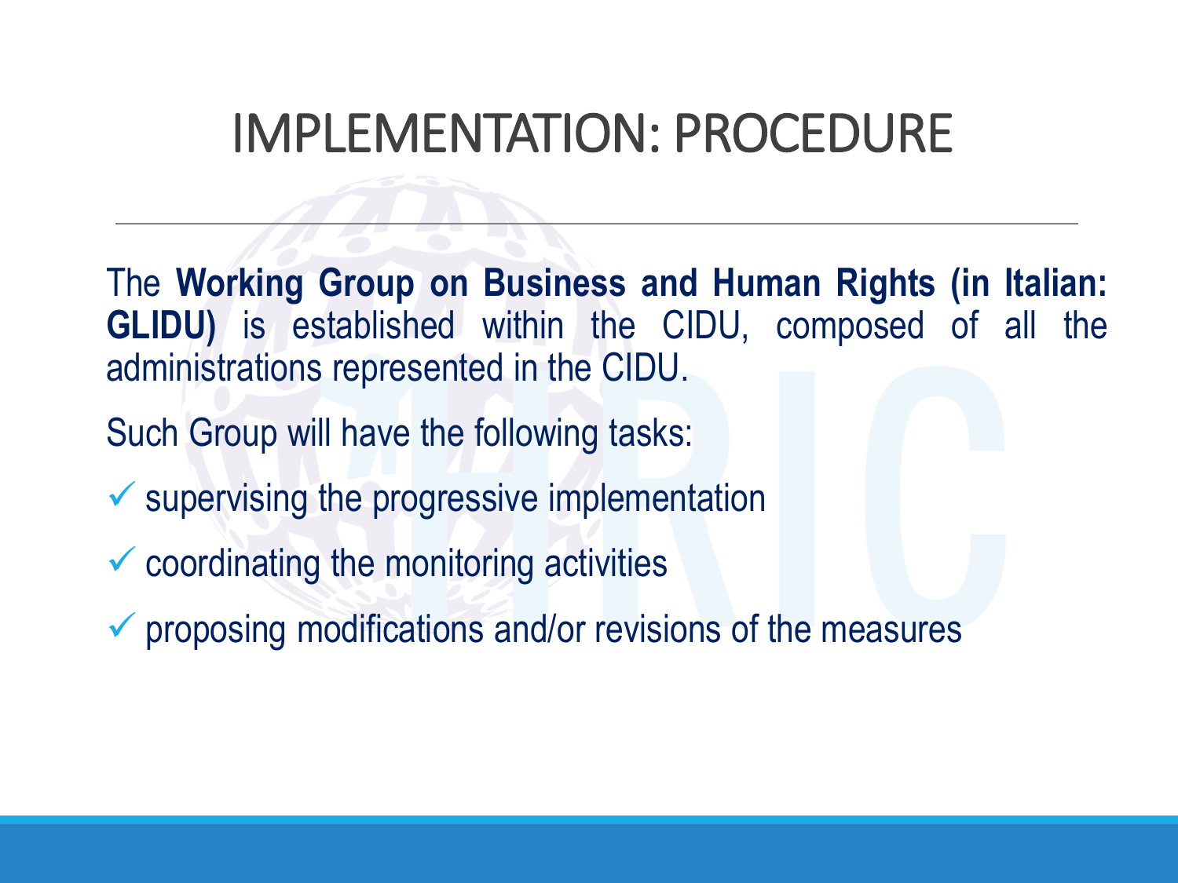# IMPLEMENTATION: PROCEDURE

The **Working Group on Business and Human Rights (in Italian: GLIDU)** is established within the CIDU, composed of all the administrations represented in the CIDU.

Such Group will have the following tasks:

- ✓ supervising the progressive implementation
- ✓ coordinating the monitoring activities
- ✓ proposing modifications and/or revisions of the measures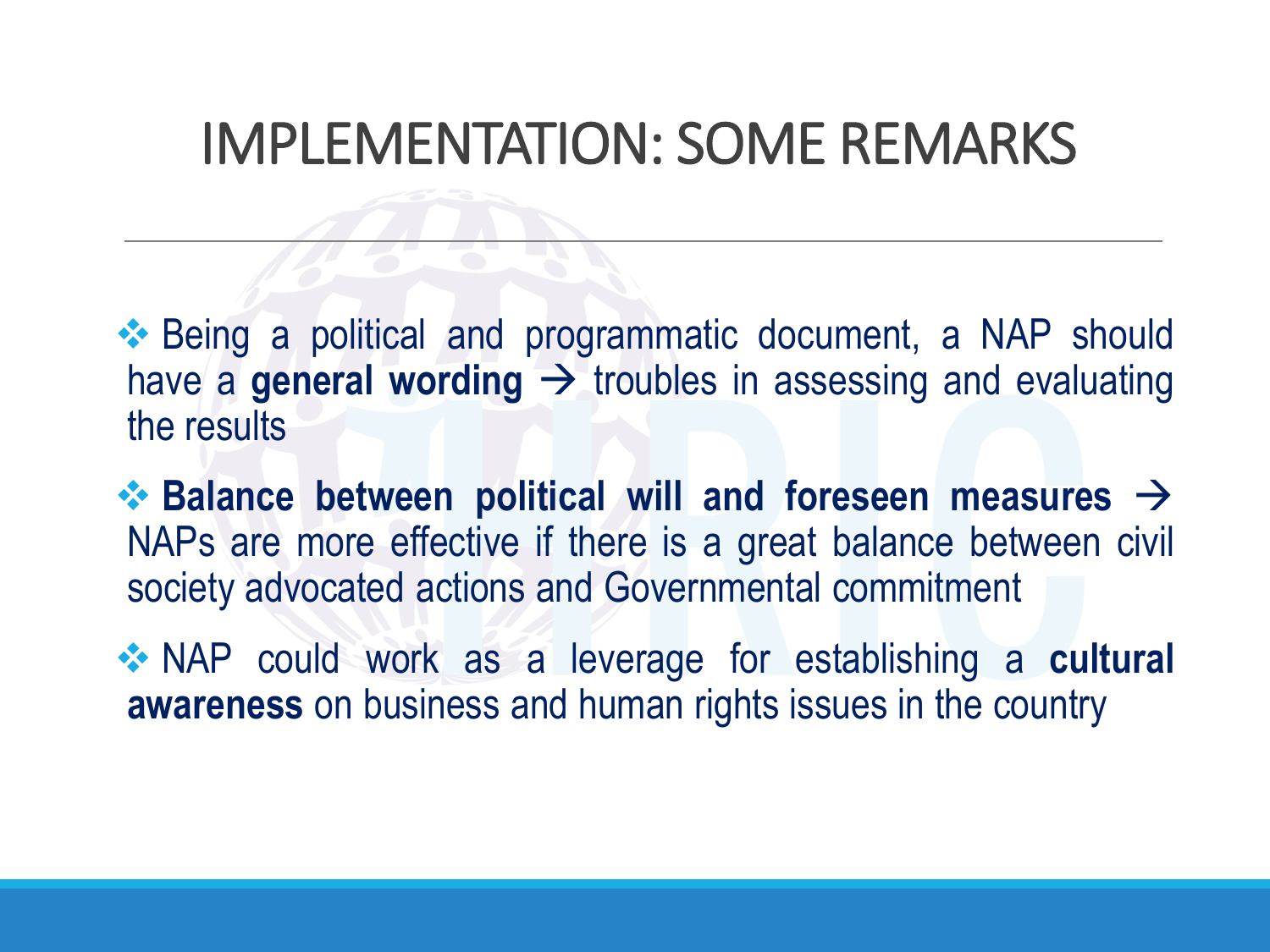# IMPLEMENTATION: SOME REMARKS

- Being a political and programmatic document, a NAP should have a **general wording** → troubles in assessing and evaluating the results
- **Balance between political will and foreseen measures** → NAPs are more effective if there is a great balance between civil society advocated actions and Governmental commitment
- NAP could work as a leverage for establishing a **cultural awareness** on business and human rights issues in the country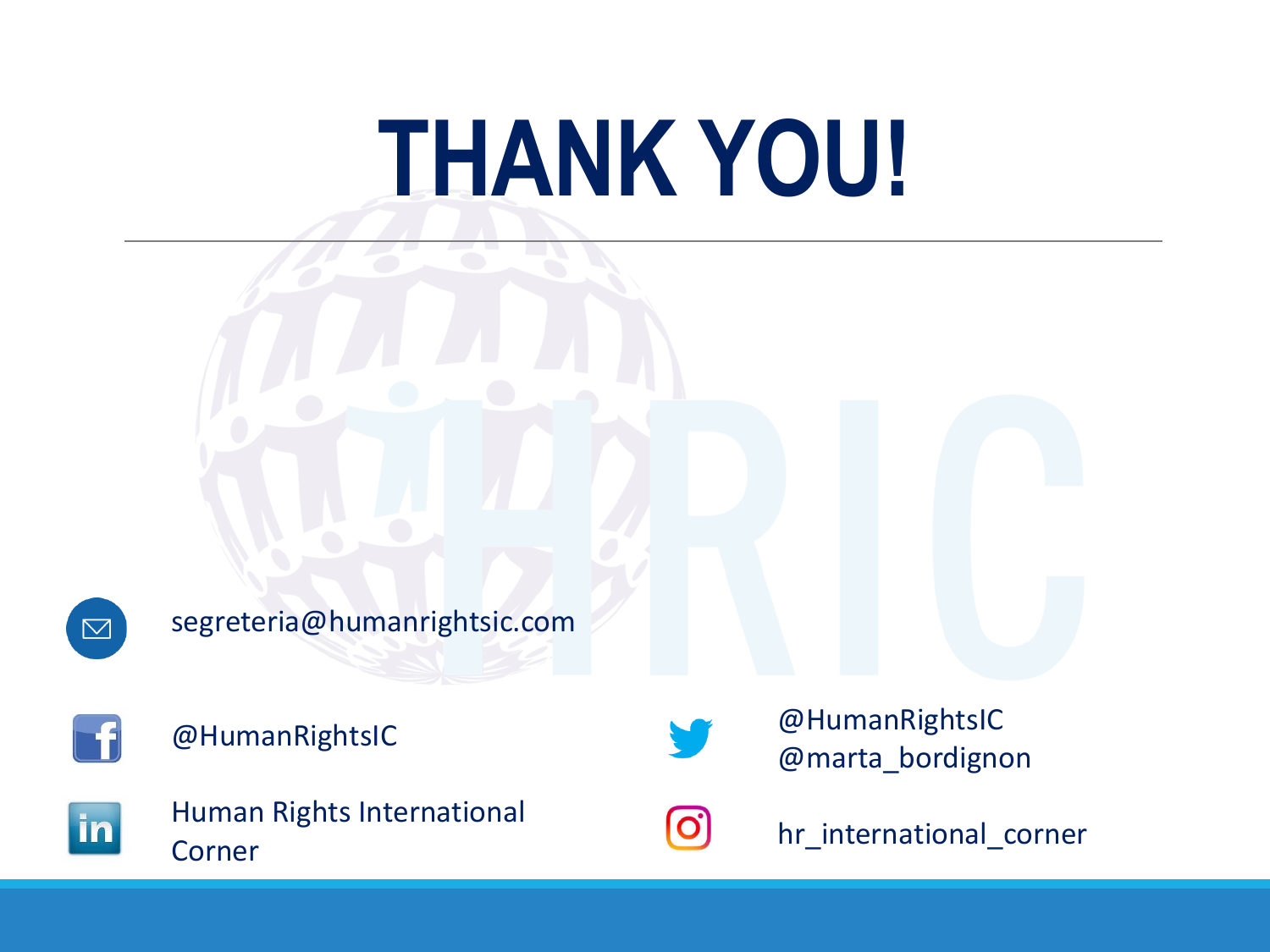# THANK YOU!

segreteria@humanrightsic.com

@HumanRightsIC

Human Rights International Corner

@HumanRightsIC
@marta_bordignon

hr_international_corner